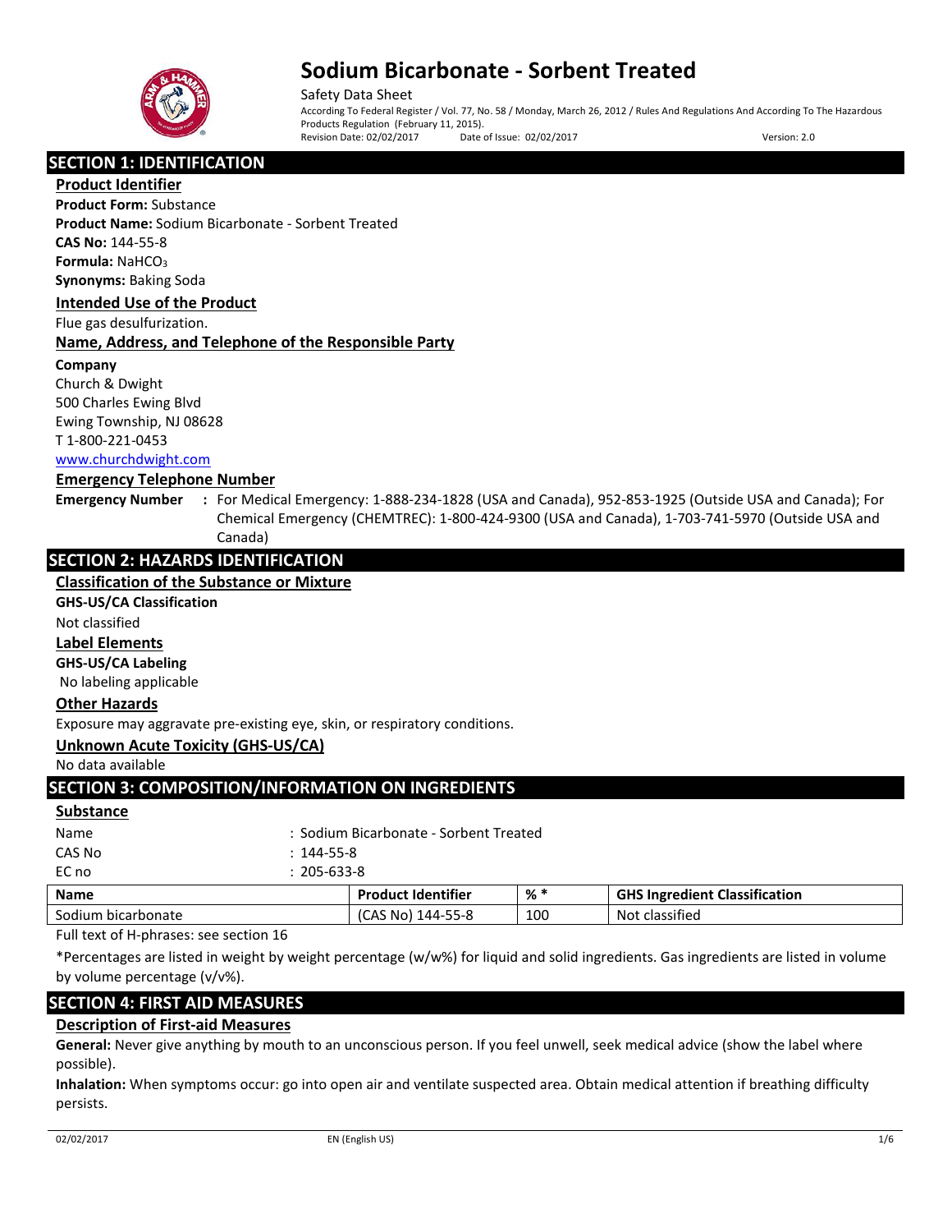# Sodium Bicarbonate - Sorbent Treated

Safety Data Sheet

According To Federal Register / Vol. 77, No. 58 / Monday, March 26, 2012 / Rules And Regulations And According To The Hazardous Products Regulation (February 11, 2015).

Revision Date: 02/02/2017 Date of Issue: 02/02/2017 Version: 2.0

## SECTION 1: IDENTIFICATION

### Product Identifier

**Product Form:** Substance

**Product Name:** Sodium Bicarbonate - Sorbent Treated

**CAS No:** 144-55-8

**Formula:** $NaHCO_3$

**Synonyms:** Baking Soda

### Intended Use of the Product

Flue gas desulfurization.

### Name, Address, and Telephone of the Responsible Party

**Company**

Church & Dwight
500 Charles Ewing Blvd
Ewing Township, NJ 08628
T 1-800-221-0453
www.churchdwight.com

### Emergency Telephone Number

**Emergency Number** : For Medical Emergency: 1-888-234-1828 (USA and Canada), 952-853-1925 (Outside USA and Canada); For Chemical Emergency (CHEMTREC): 1-800-424-9300 (USA and Canada), 1-703-741-5970 (Outside USA and Canada)

## SECTION 2: HAZARDS IDENTIFICATION

### Classification of the Substance or Mixture

**GHS-US/CA Classification**

Not classified

### Label Elements

**GHS-US/CA Labeling**

No labeling applicable

### Other Hazards

Exposure may aggravate pre-existing eye, skin, or respiratory conditions.

### Unknown Acute Toxicity (GHS-US/CA)

No data available

## SECTION 3: COMPOSITION/INFORMATION ON INGREDIENTS

### Substance

Name : Sodium Bicarbonate - Sorbent Treated

CAS No : 144-55-8

EC no : 205-633-8

| Name | Product Identifier | % * | GHS Ingredient Classification |
|---|---|---|---|
| Sodium bicarbonate | (CAS No) 144-55-8 | 100 | Not classified |

Full text of H-phrases: see section 16

*Percentages are listed in weight by weight percentage (w/w%) for liquid and solid ingredients. Gas ingredients are listed in volume by volume percentage (v/v%).

## SECTION 4: FIRST AID MEASURES

### Description of First-aid Measures

**General:** Never give anything by mouth to an unconscious person. If you feel unwell, seek medical advice (show the label where possible).

**Inhalation:** When symptoms occur: go into open air and ventilate suspected area. Obtain medical attention if breathing difficulty persists.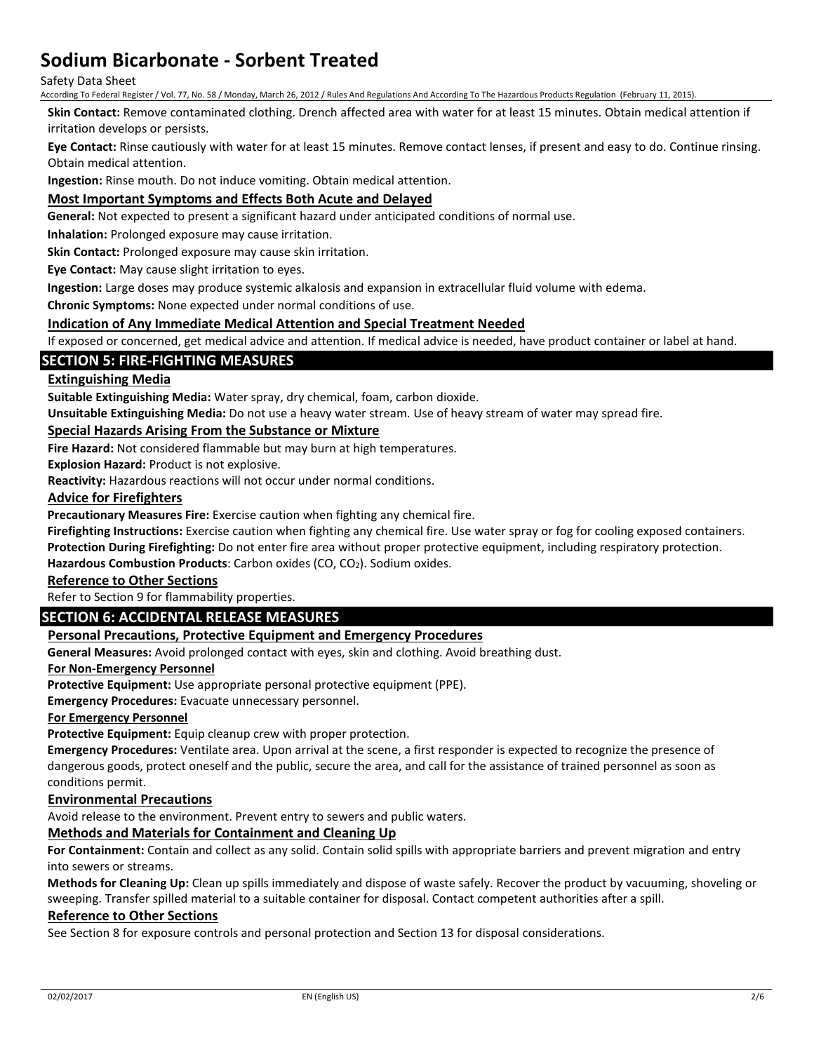**Skin Contact:** Remove contaminated clothing. Drench affected area with water for at least 15 minutes. Obtain medical attention if irritation develops or persists.

**Eye Contact:** Rinse cautiously with water for at least 15 minutes. Remove contact lenses, if present and easy to do. Continue rinsing. Obtain medical attention.

**Ingestion:** Rinse mouth. Do not induce vomiting. Obtain medical attention.

### Most Important Symptoms and Effects Both Acute and Delayed

**General:** Not expected to present a significant hazard under anticipated conditions of normal use.

**Inhalation:** Prolonged exposure may cause irritation.

**Skin Contact:** Prolonged exposure may cause skin irritation.

**Eye Contact:** May cause slight irritation to eyes.

**Ingestion:** Large doses may produce systemic alkalosis and expansion in extracellular fluid volume with edema.

**Chronic Symptoms:** None expected under normal conditions of use.

### Indication of Any Immediate Medical Attention and Special Treatment Needed

If exposed or concerned, get medical advice and attention. If medical advice is needed, have product container or label at hand.

## SECTION 5: FIRE-FIGHTING MEASURES

### Extinguishing Media

**Suitable Extinguishing Media:** Water spray, dry chemical, foam, carbon dioxide.

**Unsuitable Extinguishing Media:** Do not use a heavy water stream. Use of heavy stream of water may spread fire.

### Special Hazards Arising From the Substance or Mixture

**Fire Hazard:** Not considered flammable but may burn at high temperatures.

**Explosion Hazard:** Product is not explosive.

**Reactivity:** Hazardous reactions will not occur under normal conditions.

### Advice for Firefighters

**Precautionary Measures Fire:** Exercise caution when fighting any chemical fire.

**Firefighting Instructions:** Exercise caution when fighting any chemical fire. Use water spray or fog for cooling exposed containers.

**Protection During Firefighting:** Do not enter fire area without proper protective equipment, including respiratory protection.

**Hazardous Combustion Products**: Carbon oxides (CO, $CO_2$). Sodium oxides.

### Reference to Other Sections

Refer to Section 9 for flammability properties.

## SECTION 6: ACCIDENTAL RELEASE MEASURES

### Personal Precautions, Protective Equipment and Emergency Procedures

**General Measures:** Avoid prolonged contact with eyes, skin and clothing. Avoid breathing dust.

#### For Non-Emergency Personnel

**Protective Equipment:** Use appropriate personal protective equipment (PPE).

**Emergency Procedures:** Evacuate unnecessary personnel.

#### For Emergency Personnel

**Protective Equipment:** Equip cleanup crew with proper protection.

**Emergency Procedures:** Ventilate area. Upon arrival at the scene, a first responder is expected to recognize the presence of dangerous goods, protect oneself and the public, secure the area, and call for the assistance of trained personnel as soon as conditions permit.

### Environmental Precautions

Avoid release to the environment. Prevent entry to sewers and public waters.

### Methods and Materials for Containment and Cleaning Up

**For Containment:** Contain and collect as any solid. Contain solid spills with appropriate barriers and prevent migration and entry into sewers or streams.

**Methods for Cleaning Up:** Clean up spills immediately and dispose of waste safely. Recover the product by vacuuming, shoveling or sweeping. Transfer spilled material to a suitable container for disposal. Contact competent authorities after a spill.

### Reference to Other Sections

See Section 8 for exposure controls and personal protection and Section 13 for disposal considerations.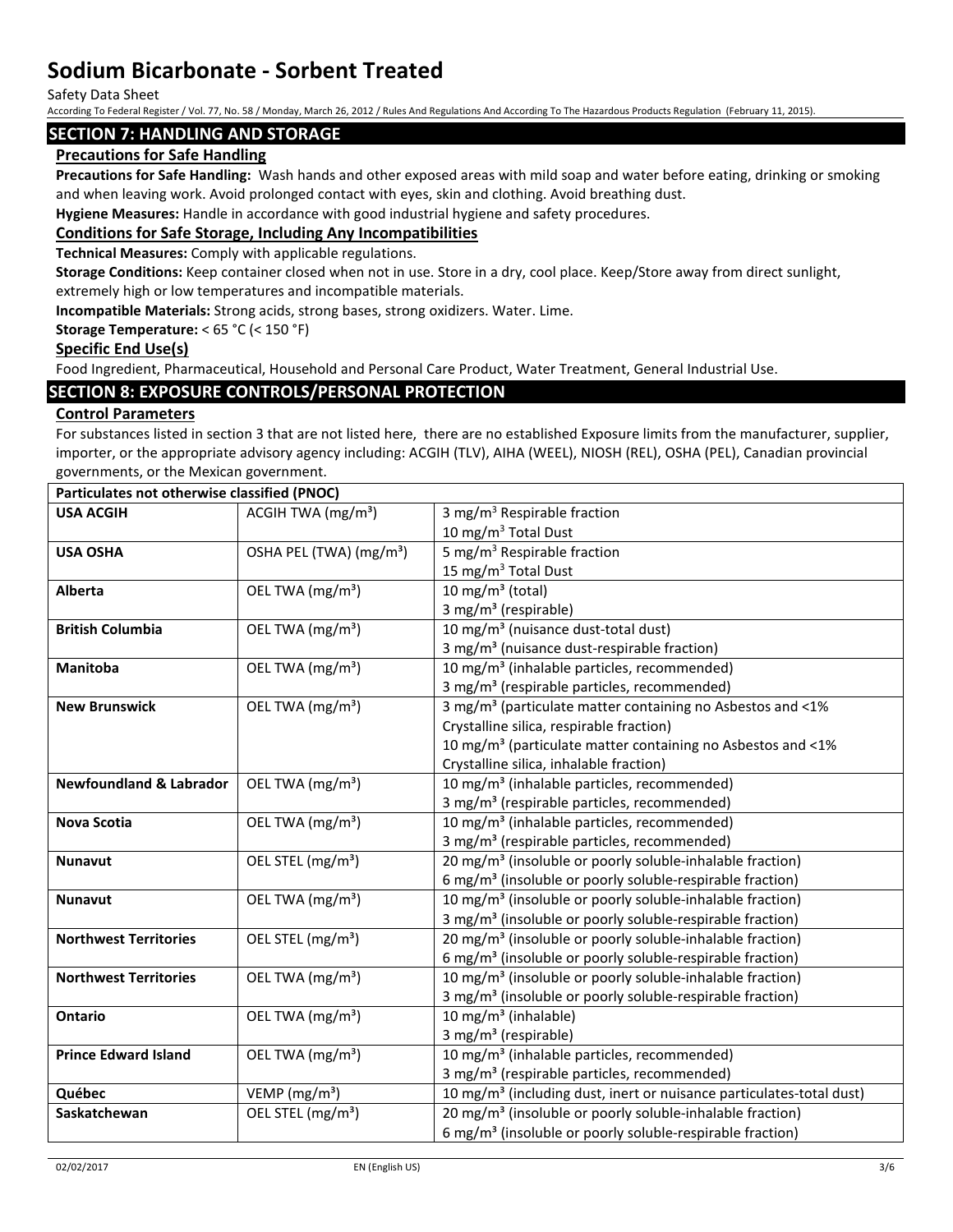## SECTION 7: HANDLING AND STORAGE

### Precautions for Safe Handling

**Precautions for Safe Handling:** Wash hands and other exposed areas with mild soap and water before eating, drinking or smoking and when leaving work. Avoid prolonged contact with eyes, skin and clothing. Avoid breathing dust.

**Hygiene Measures:** Handle in accordance with good industrial hygiene and safety procedures.

### Conditions for Safe Storage, Including Any Incompatibilities

**Technical Measures:** Comply with applicable regulations.

**Storage Conditions:** Keep container closed when not in use. Store in a dry, cool place. Keep/Store away from direct sunlight, extremely high or low temperatures and incompatible materials.

**Incompatible Materials:** Strong acids, strong bases, strong oxidizers. Water. Lime.

**Storage Temperature:** < 65 °C (< 150 °F)

### Specific End Use(s)

Food Ingredient, Pharmaceutical, Household and Personal Care Product, Water Treatment, General Industrial Use.

## SECTION 8: EXPOSURE CONTROLS/PERSONAL PROTECTION

### Control Parameters

For substances listed in section 3 that are not listed here, there are no established Exposure limits from the manufacturer, supplier, importer, or the appropriate advisory agency including: ACGIH (TLV), AIHA (WEEL), NIOSH (REL), OSHA (PEL), Canadian provincial governments, or the Mexican government.

| **Particulates not otherwise classified (PNOC)** | | |
|---|---|---|
| **USA ACGIH** | ACGIH TWA (mg/m³) | 3 mg/m³ Respirable fraction<br>10 mg/m³ Total Dust |
| **USA OSHA** | OSHA PEL (TWA) (mg/m³) | 5 mg/m³ Respirable fraction<br>15 mg/m³ Total Dust |
| **Alberta** | OEL TWA (mg/m³) | 10 mg/m³ (total)<br>3 mg/m³ (respirable) |
| **British Columbia** | OEL TWA (mg/m³) | 10 mg/m³ (nuisance dust-total dust)<br>3 mg/m³ (nuisance dust-respirable fraction) |
| **Manitoba** | OEL TWA (mg/m³) | 10 mg/m³ (inhalable particles, recommended)<br>3 mg/m³ (respirable particles, recommended) |
| **New Brunswick** | OEL TWA (mg/m³) | 3 mg/m³ (particulate matter containing no Asbestos and <1% Crystalline silica, respirable fraction)<br>10 mg/m³ (particulate matter containing no Asbestos and <1% Crystalline silica, inhalable fraction) |
| **Newfoundland & Labrador** | OEL TWA (mg/m³) | 10 mg/m³ (inhalable particles, recommended)<br>3 mg/m³ (respirable particles, recommended) |
| **Nova Scotia** | OEL TWA (mg/m³) | 10 mg/m³ (inhalable particles, recommended)<br>3 mg/m³ (respirable particles, recommended) |
| **Nunavut** | OEL STEL (mg/m³) | 20 mg/m³ (insoluble or poorly soluble-inhalable fraction)<br>6 mg/m³ (insoluble or poorly soluble-respirable fraction) |
| **Nunavut** | OEL TWA (mg/m³) | 10 mg/m³ (insoluble or poorly soluble-inhalable fraction)<br>3 mg/m³ (insoluble or poorly soluble-respirable fraction) |
| **Northwest Territories** | OEL STEL (mg/m³) | 20 mg/m³ (insoluble or poorly soluble-inhalable fraction)<br>6 mg/m³ (insoluble or poorly soluble-respirable fraction) |
| **Northwest Territories** | OEL TWA (mg/m³) | 10 mg/m³ (insoluble or poorly soluble-inhalable fraction)<br>3 mg/m³ (insoluble or poorly soluble-respirable fraction) |
| **Ontario** | OEL TWA (mg/m³) | 10 mg/m³ (inhalable)<br>3 mg/m³ (respirable) |
| **Prince Edward Island** | OEL TWA (mg/m³) | 10 mg/m³ (inhalable particles, recommended)<br>3 mg/m³ (respirable particles, recommended) |
| **Québec** | VEMP (mg/m³) | 10 mg/m³ (including dust, inert or nuisance particulates-total dust) |
| **Saskatchewan** | OEL STEL (mg/m³) | 20 mg/m³ (insoluble or poorly soluble-inhalable fraction)<br>6 mg/m³ (insoluble or poorly soluble-respirable fraction) |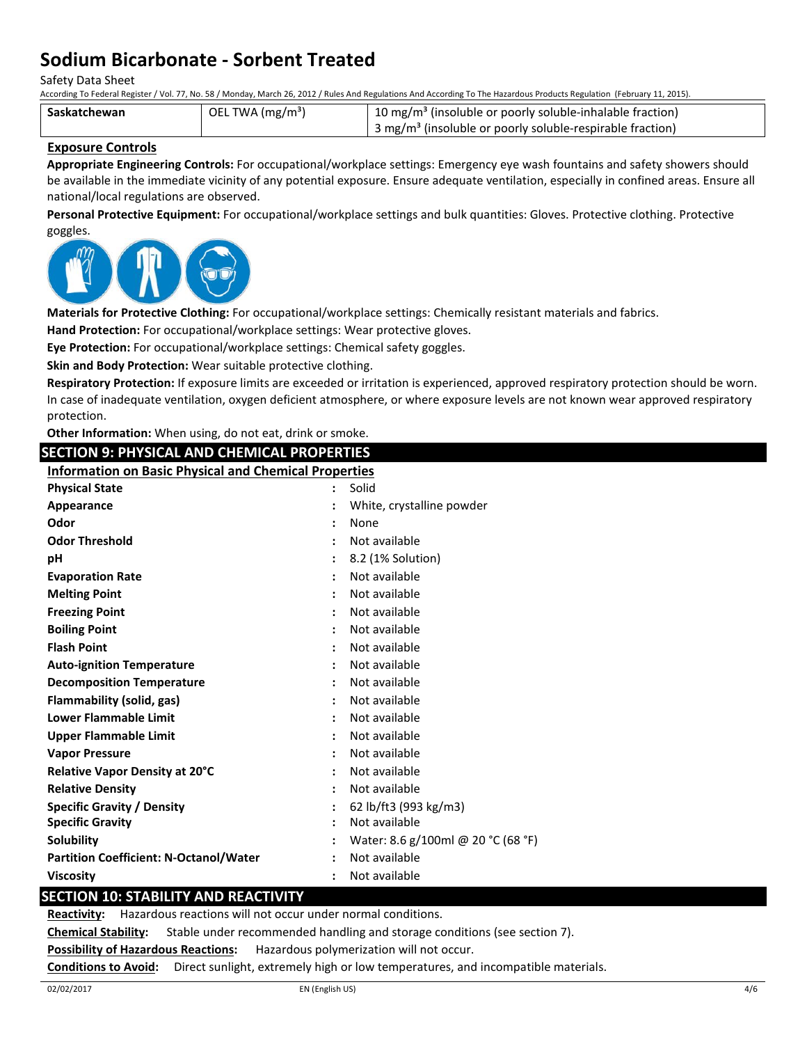| Saskatchewan | OEL TWA ($mg/m^3$) | 10 $mg/m^3$ (insoluble or poorly soluble-inhalable fraction) 3 $mg/m^3$ (insoluble or poorly soluble-respirable fraction) |
|---|---|---|

### Exposure Controls

**Appropriate Engineering Controls:** For occupational/workplace settings: Emergency eye wash fountains and safety showers should be available in the immediate vicinity of any potential exposure. Ensure adequate ventilation, especially in confined areas. Ensure all national/local regulations are observed.

**Personal Protective Equipment:** For occupational/workplace settings and bulk quantities: Gloves. Protective clothing. Protective goggles.

**Materials for Protective Clothing:** For occupational/workplace settings: Chemically resistant materials and fabrics.

**Hand Protection:** For occupational/workplace settings: Wear protective gloves.

**Eye Protection:** For occupational/workplace settings: Chemical safety goggles.

**Skin and Body Protection:** Wear suitable protective clothing.

**Respiratory Protection:** If exposure limits are exceeded or irritation is experienced, approved respiratory protection should be worn. In case of inadequate ventilation, oxygen deficient atmosphere, or where exposure levels are not known wear approved respiratory protection.

**Other Information:** When using, do not eat, drink or smoke.

## SECTION 9: PHYSICAL AND CHEMICAL PROPERTIES

### Information on Basic Physical and Chemical Properties

| Property | Value |
|---|---|
| **Physical State** | Solid |
| **Appearance** | White, crystalline powder |
| **Odor** | None |
| **Odor Threshold** | Not available |
| **pH** | 8.2 (1% Solution) |
| **Evaporation Rate** | Not available |
| **Melting Point** | Not available |
| **Freezing Point** | Not available |
| **Boiling Point** | Not available |
| **Flash Point** | Not available |
| **Auto-ignition Temperature** | Not available |
| **Decomposition Temperature** | Not available |
| **Flammability (solid, gas)** | Not available |
| **Lower Flammable Limit** | Not available |
| **Upper Flammable Limit** | Not available |
| **Vapor Pressure** | Not available |
| **Relative Vapor Density at 20°C** | Not available |
| **Relative Density** | Not available |
| **Specific Gravity / Density** | 62 lb/ft3 (993 kg/m3) |
| **Specific Gravity** | Not available |
| **Solubility** | Water: 8.6 g/100ml @ 20 °C (68 °F) |
| **Partition Coefficient: N-Octanol/Water** | Not available |
| **Viscosity** | Not available |

## SECTION 10: STABILITY AND REACTIVITY

**Reactivity:** Hazardous reactions will not occur under normal conditions.

**Chemical Stability:** Stable under recommended handling and storage conditions (see section 7).

**Possibility of Hazardous Reactions:** Hazardous polymerization will not occur.

**Conditions to Avoid:** Direct sunlight, extremely high or low temperatures, and incompatible materials.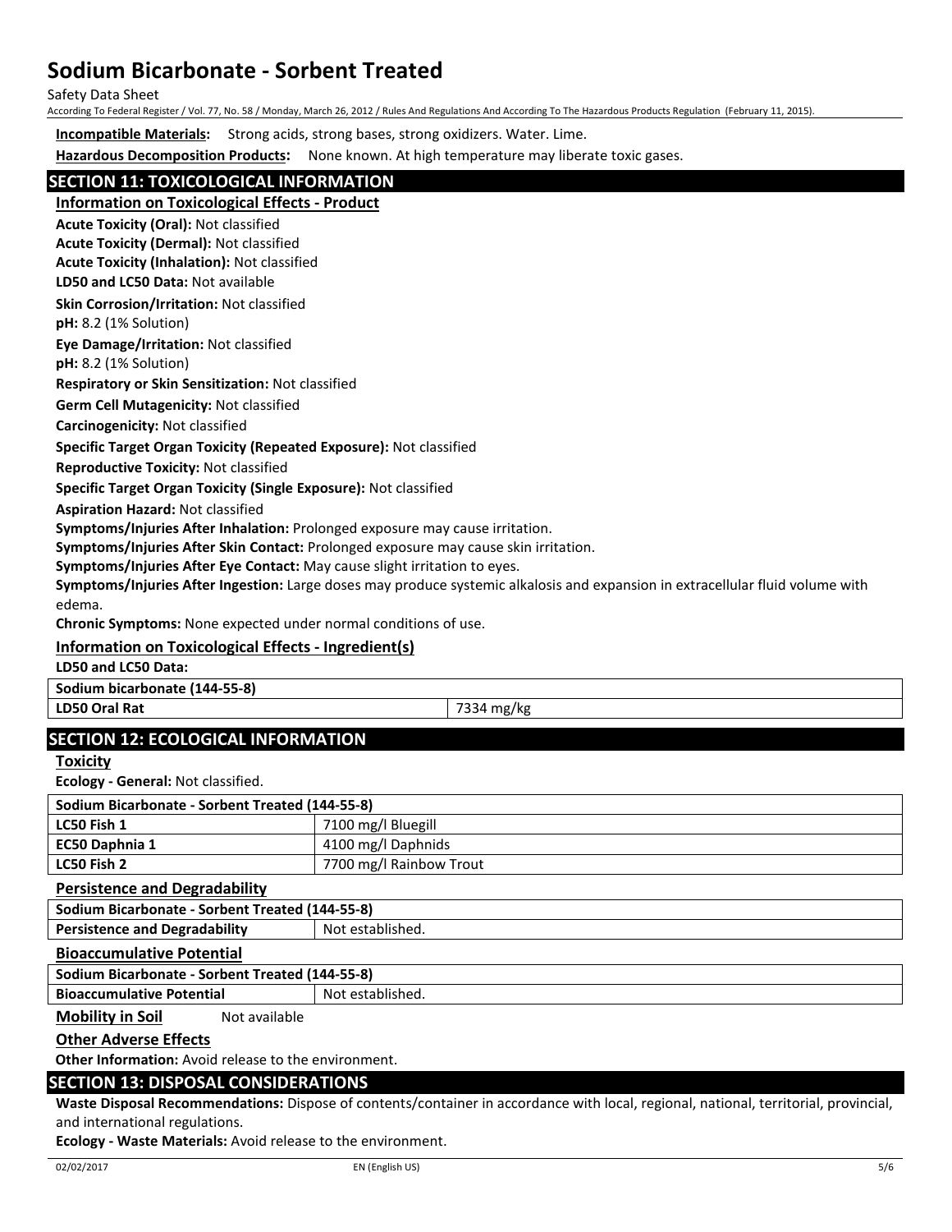**Incompatible Materials:** Strong acids, strong bases, strong oxidizers. Water. Lime.

**Hazardous Decomposition Products:** None known. At high temperature may liberate toxic gases.

## SECTION 11: TOXICOLOGICAL INFORMATION

### Information on Toxicological Effects - Product

**Acute Toxicity (Oral):** Not classified

**Acute Toxicity (Dermal):** Not classified

**Acute Toxicity (Inhalation):** Not classified

**LD50 and LC50 Data:** Not available

**Skin Corrosion/Irritation:** Not classified

**pH:** 8.2 (1% Solution)

**Eye Damage/Irritation:** Not classified

**pH:** 8.2 (1% Solution)

**Respiratory or Skin Sensitization:** Not classified

**Germ Cell Mutagenicity:** Not classified

**Carcinogenicity:** Not classified

**Specific Target Organ Toxicity (Repeated Exposure):** Not classified

**Reproductive Toxicity:** Not classified

**Specific Target Organ Toxicity (Single Exposure):** Not classified

**Aspiration Hazard:** Not classified

**Symptoms/Injuries After Inhalation:** Prolonged exposure may cause irritation.

**Symptoms/Injuries After Skin Contact:** Prolonged exposure may cause skin irritation.

**Symptoms/Injuries After Eye Contact:** May cause slight irritation to eyes.

**Symptoms/Injuries After Ingestion:** Large doses may produce systemic alkalosis and expansion in extracellular fluid volume with edema.

**Chronic Symptoms:** None expected under normal conditions of use.

### Information on Toxicological Effects - Ingredient(s)

**LD50 and LC50 Data:**

| Sodium bicarbonate (144-55-8) | |
|---|---|
| LD50 Oral Rat | 7334 mg/kg |

## SECTION 12: ECOLOGICAL INFORMATION

### Toxicity

**Ecology - General:** Not classified.

| Sodium Bicarbonate - Sorbent Treated (144-55-8) | |
|---|---|
| LC50 Fish 1 | 7100 mg/l Bluegill |
| EC50 Daphnia 1 | 4100 mg/l Daphnids |
| LC50 Fish 2 | 7700 mg/l Rainbow Trout |

### Persistence and Degradability

| Sodium Bicarbonate - Sorbent Treated (144-55-8) | |
|---|---|
| Persistence and Degradability | Not established. |

### Bioaccumulative Potential

| Sodium Bicarbonate - Sorbent Treated (144-55-8) | |
|---|---|
| Bioaccumulative Potential | Not established. |

**Mobility in Soil** Not available

### Other Adverse Effects

**Other Information:** Avoid release to the environment.

## SECTION 13: DISPOSAL CONSIDERATIONS

**Waste Disposal Recommendations:** Dispose of contents/container in accordance with local, regional, national, territorial, provincial, and international regulations.

**Ecology - Waste Materials:** Avoid release to the environment.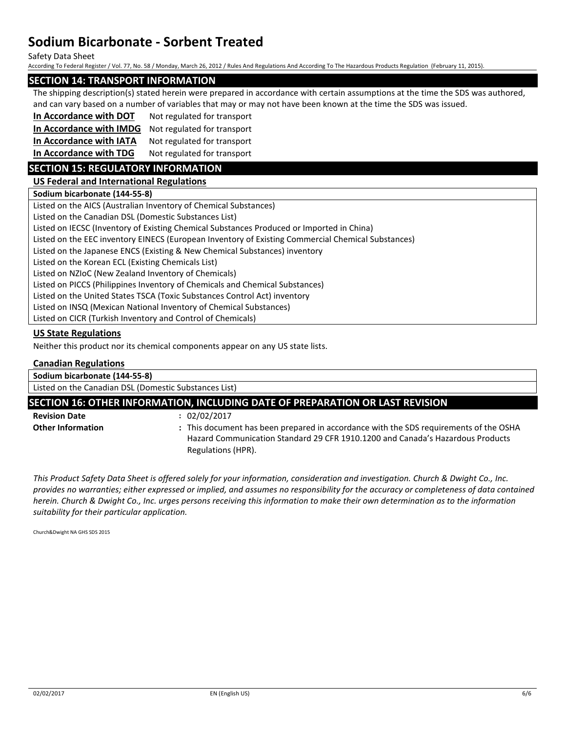## SECTION 14: TRANSPORT INFORMATION

The shipping description(s) stated herein were prepared in accordance with certain assumptions at the time the SDS was authored, and can vary based on a number of variables that may or may not have been known at the time the SDS was issued.

**In Accordance with DOT** Not regulated for transport

**In Accordance with IMDG** Not regulated for transport

**In Accordance with IATA** Not regulated for transport

**In Accordance with TDG** Not regulated for transport

## SECTION 15: REGULATORY INFORMATION

### US Federal and International Regulations

| **Sodium bicarbonate (144-55-8)** |
|---|
| Listed on the AICS (Australian Inventory of Chemical Substances) |
| Listed on the Canadian DSL (Domestic Substances List) |
| Listed on IECSC (Inventory of Existing Chemical Substances Produced or Imported in China) |
| Listed on the EEC inventory EINECS (European Inventory of Existing Commercial Chemical Substances) |
| Listed on the Japanese ENCS (Existing & New Chemical Substances) inventory |
| Listed on the Korean ECL (Existing Chemicals List) |
| Listed on NZIoC (New Zealand Inventory of Chemicals) |
| Listed on PICCS (Philippines Inventory of Chemicals and Chemical Substances) |
| Listed on the United States TSCA (Toxic Substances Control Act) inventory |
| Listed on INSQ (Mexican National Inventory of Chemical Substances) |
| Listed on CICR (Turkish Inventory and Control of Chemicals) |

### US State Regulations

Neither this product nor its chemical components appear on any US state lists.

### Canadian Regulations

| **Sodium bicarbonate (144-55-8)** |
|---|
| Listed on the Canadian DSL (Domestic Substances List) |

## SECTION 16: OTHER INFORMATION, INCLUDING DATE OF PREPARATION OR LAST REVISION

**Revision Date** : 02/02/2017

**Other Information** : This document has been prepared in accordance with the SDS requirements of the OSHA Hazard Communication Standard 29 CFR 1910.1200 and Canada's Hazardous Products Regulations (HPR).

*This Product Safety Data Sheet is offered solely for your information, consideration and investigation. Church & Dwight Co., Inc. provides no warranties; either expressed or implied, and assumes no responsibility for the accuracy or completeness of data contained herein. Church & Dwight Co., Inc. urges persons receiving this information to make their own determination as to the information suitability for their particular application.*

Church&Dwight NA GHS SDS 2015